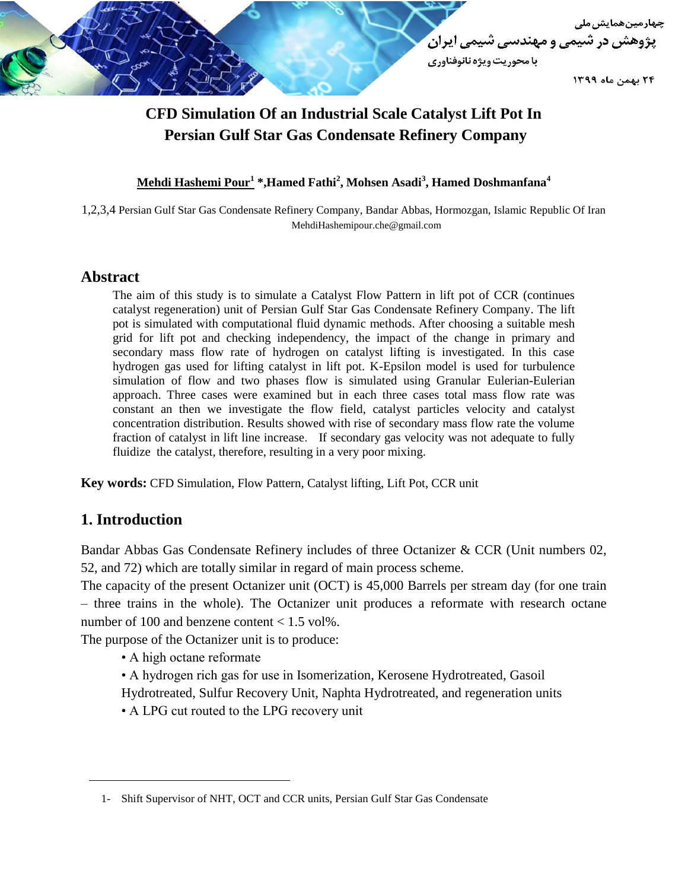# CFD Simulation Of an Industrial Scale Catalyst Lift Pot In Persian Gulf Star Gas Condensate Refinery Company

**Mehdi Hashemi Pour[1] \*, Hamed Fathi[2], Mohsen Asadi[3], Hamed Doshmanfana[4]**

1,2,3,4 Persian Gulf Star Gas Condensate Refinery Company, Bandar Abbas, Hormozgan, Islamic Republic Of Iran
MehdiHashemipour.che@gmail.com

## Abstract

The aim of this study is to simulate a Catalyst Flow Pattern in lift pot of CCR (continues catalyst regeneration) unit of Persian Gulf Star Gas Condensate Refinery Company. The lift pot is simulated with computational fluid dynamic methods. After choosing a suitable mesh grid for lift pot and checking independency, the impact of the change in primary and secondary mass flow rate of hydrogen on catalyst lifting is investigated. In this case hydrogen gas used for lifting catalyst in lift pot. K-Epsilon model is used for turbulence simulation of flow and two phases flow is simulated using Granular Eulerian-Eulerian approach. Three cases were examined but in each three cases total mass flow rate was constant an then we investigate the flow field, catalyst particles velocity and catalyst concentration distribution. Results showed with rise of secondary mass flow rate the volume fraction of catalyst in lift line increase. If secondary gas velocity was not adequate to fully fluidize the catalyst, therefore, resulting in a very poor mixing.

**Key words:** CFD Simulation, Flow Pattern, Catalyst lifting, Lift Pot, CCR unit

## 1. Introduction

Bandar Abbas Gas Condensate Refinery includes of three Octanizer & CCR (Unit numbers 02, 52, and 72) which are totally similar in regard of main process scheme.

The capacity of the present Octanizer unit (OCT) is 45,000 Barrels per stream day (for one train – three trains in the whole). The Octanizer unit produces a reformate with research octane number of 100 and benzene content < 1.5 vol%.

The purpose of the Octanizer unit is to produce:

- A high octane reformate
- A hydrogen rich gas for use in Isomerization, Kerosene Hydrotreated, Gasoil Hydrotreated, Sulfur Recovery Unit, Naphta Hydrotreated, and regeneration units
- A LPG cut routed to the LPG recovery unit

---

1- Shift Supervisor of NHT, OCT and CCR units, Persian Gulf Star Gas Condensate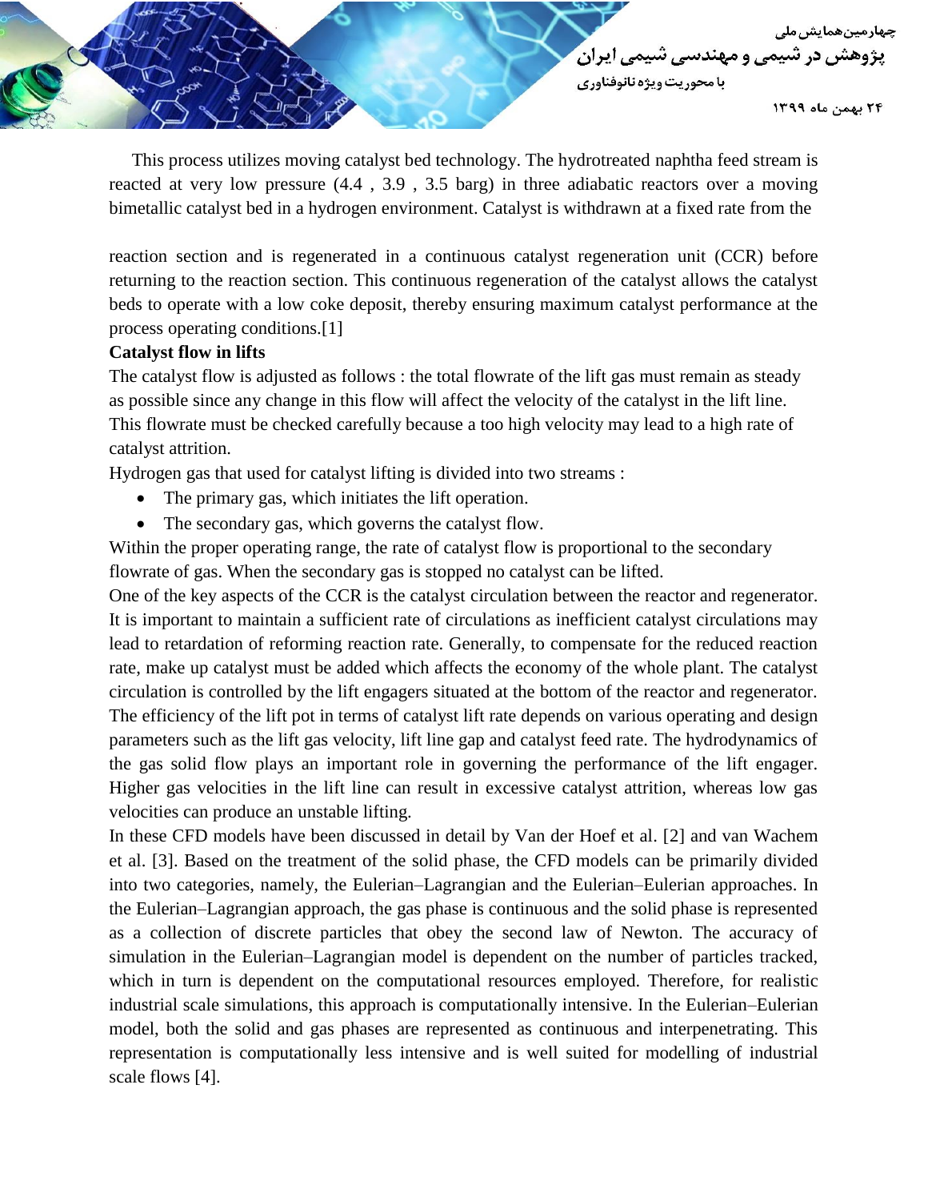This process utilizes moving catalyst bed technology. The hydrotreated naphtha feed stream is reacted at very low pressure (4.4 , 3.9 , 3.5 barg) in three adiabatic reactors over a moving bimetallic catalyst bed in a hydrogen environment. Catalyst is withdrawn at a fixed rate from the reaction section and is regenerated in a continuous catalyst regeneration unit (CCR) before returning to the reaction section. This continuous regeneration of the catalyst allows the catalyst beds to operate with a low coke deposit, thereby ensuring maximum catalyst performance at the process operating conditions.[1]

**Catalyst flow in lifts**

The catalyst flow is adjusted as follows : the total flowrate of the lift gas must remain as steady as possible since any change in this flow will affect the velocity of the catalyst in the lift line. This flowrate must be checked carefully because a too high velocity may lead to a high rate of catalyst attrition.

Hydrogen gas that used for catalyst lifting is divided into two streams :

- The primary gas, which initiates the lift operation.
- The secondary gas, which governs the catalyst flow.

Within the proper operating range, the rate of catalyst flow is proportional to the secondary flowrate of gas. When the secondary gas is stopped no catalyst can be lifted.

One of the key aspects of the CCR is the catalyst circulation between the reactor and regenerator. It is important to maintain a sufficient rate of circulations as inefficient catalyst circulations may lead to retardation of reforming reaction rate. Generally, to compensate for the reduced reaction rate, make up catalyst must be added which affects the economy of the whole plant. The catalyst circulation is controlled by the lift engagers situated at the bottom of the reactor and regenerator. The efficiency of the lift pot in terms of catalyst lift rate depends on various operating and design parameters such as the lift gas velocity, lift line gap and catalyst feed rate. The hydrodynamics of the gas solid flow plays an important role in governing the performance of the lift engager. Higher gas velocities in the lift line can result in excessive catalyst attrition, whereas low gas velocities can produce an unstable lifting.

In these CFD models have been discussed in detail by Van der Hoef et al. [2] and van Wachem et al. [3]. Based on the treatment of the solid phase, the CFD models can be primarily divided into two categories, namely, the Eulerian–Lagrangian and the Eulerian–Eulerian approaches. In the Eulerian–Lagrangian approach, the gas phase is continuous and the solid phase is represented as a collection of discrete particles that obey the second law of Newton. The accuracy of simulation in the Eulerian–Lagrangian model is dependent on the number of particles tracked, which in turn is dependent on the computational resources employed. Therefore, for realistic industrial scale simulations, this approach is computationally intensive. In the Eulerian–Eulerian model, both the solid and gas phases are represented as continuous and interpenetrating. This representation is computationally less intensive and is well suited for modelling of industrial scale flows [4].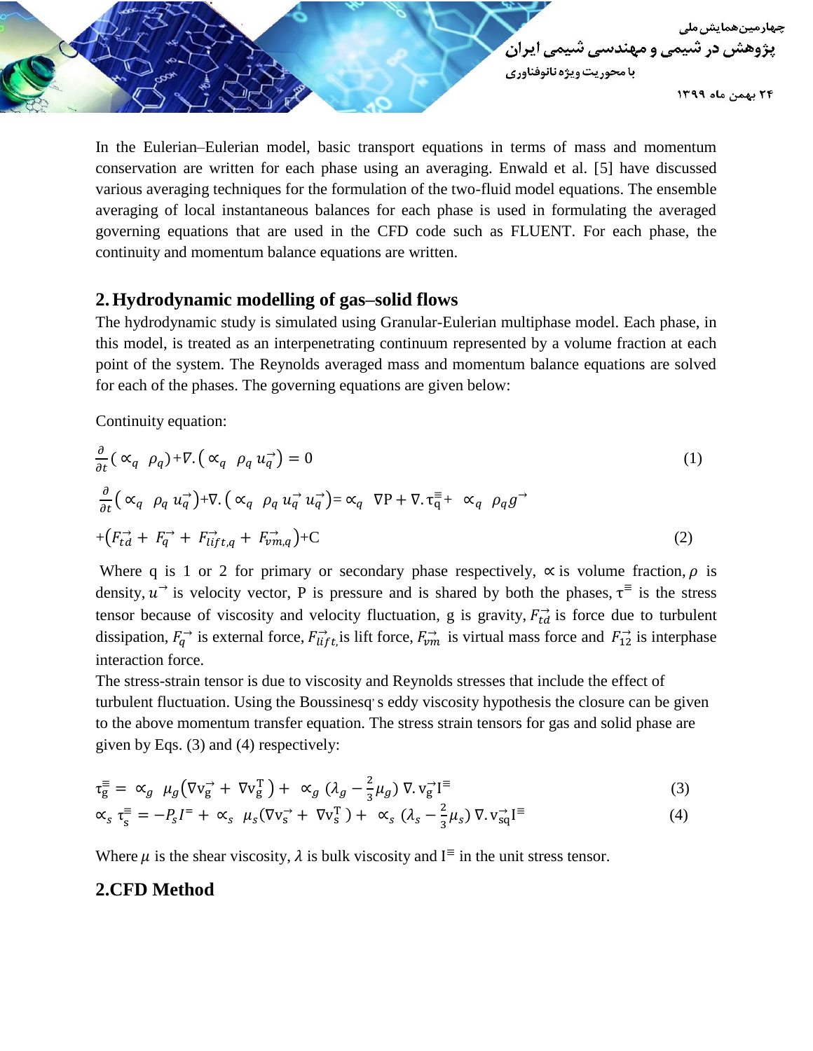In the Eulerian–Eulerian model, basic transport equations in terms of mass and momentum conservation are written for each phase using an averaging. Enwald et al. [5] have discussed various averaging techniques for the formulation of the two-fluid model equations. The ensemble averaging of local instantaneous balances for each phase is used in formulating the averaged governing equations that are used in the CFD code such as FLUENT. For each phase, the continuity and momentum balance equations are written.

## 2. Hydrodynamic modelling of gas–solid flows

The hydrodynamic study is simulated using Granular-Eulerian multiphase model. Each phase, in this model, is treated as an interpenetrating continuum represented by a volume fraction at each point of the system. The Reynolds averaged mass and momentum balance equations are solved for each of the phases. The governing equations are given below:

Continuity equation:

$$\frac{\partial}{\partial t}(\propto_q \ \rho_q)+\nabla.(\propto_q \ \rho_q \vec{u_q}) = 0 \tag{1}$$

$$\frac{\partial}{\partial t}(\propto_q \ \rho_q \vec{u_q})+\nabla.(\propto_q \ \rho_q \vec{u_q} \vec{u_q})= \propto_q \ \nabla P + \nabla.\bar{\bar{\tau}}_q + \propto_q \ \rho_q \vec{g} + (\vec{F_{td}} + \vec{F_q} + \vec{F_{lift,q}} + \vec{F_{vm,q}}) + C \tag{2}$$

Where q is 1 or 2 for primary or secondary phase respectively, $\propto$ is volume fraction, $\rho$ is density, $\vec{u}$ is velocity vector, P is pressure and is shared by both the phases, $\bar{\bar{\tau}}$ is the stress tensor because of viscosity and velocity fluctuation, g is gravity, $\vec{F_{td}}$ is force due to turbulent dissipation, $\vec{F_q}$ is external force, $\vec{F_{lift}}$ is lift force, $\vec{F_{vm}}$ is virtual mass force and $\vec{F_{12}}$ is interphase interaction force.

The stress-strain tensor is due to viscosity and Reynolds stresses that include the effect of turbulent fluctuation. Using the Boussinesq' s eddy viscosity hypothesis the closure can be given to the above momentum transfer equation. The stress strain tensors for gas and solid phase are given by Eqs. (3) and (4) respectively:

$$\bar{\bar{\tau}}_g = \propto_g \ \mu_g(\nabla \vec{v_g} + \nabla v_g^T) + \propto_g (\lambda_g - \frac{2}{3}\mu_g) \nabla.\vec{v_g} \bar{\bar{I}} \tag{3}$$

$$\propto_s \bar{\bar{\tau}}_s = -P_s \bar{I} + \propto_s \ \mu_s(\nabla \vec{v_s} + \nabla v_s^T) + \propto_s (\lambda_s - \frac{2}{3}\mu_s) \nabla.\vec{v_{sq}} \bar{\bar{I}} \tag{4}$$

Where $\mu$ is the shear viscosity, $\lambda$ is bulk viscosity and $\bar{\bar{I}}$ in the unit stress tensor.

## 2.CFD Method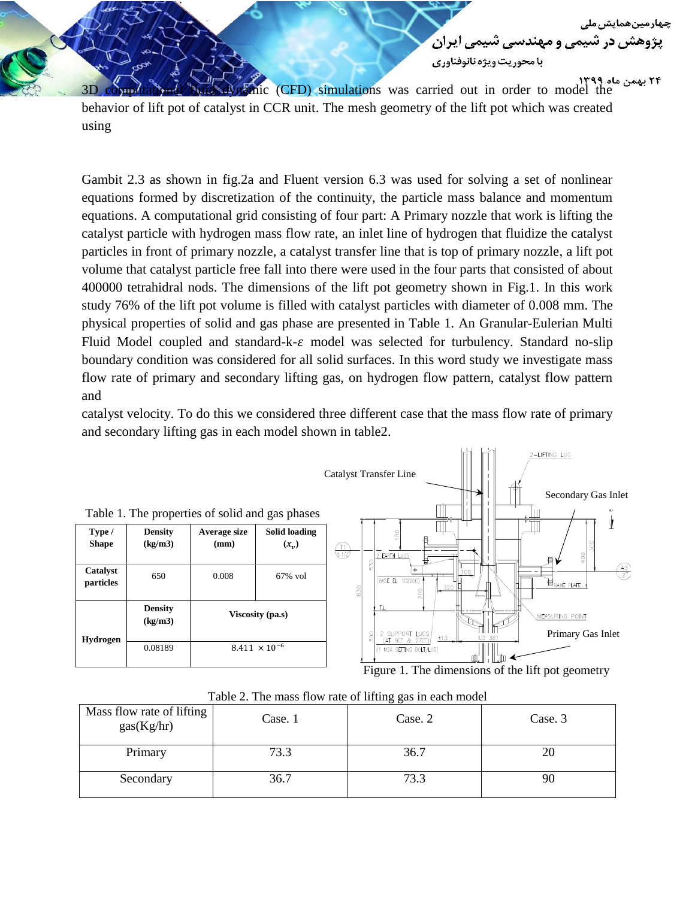3D computational fluid dynamic (CFD) simulations was carried out in order to model the behavior of lift pot of catalyst in CCR unit. The mesh geometry of the lift pot which was created using

Gambit 2.3 as shown in fig.2a and Fluent version 6.3 was used for solving a set of nonlinear equations formed by discretization of the continuity, the particle mass balance and momentum equations. A computational grid consisting of four part: A Primary nozzle that work is lifting the catalyst particle with hydrogen mass flow rate, an inlet line of hydrogen that fluidize the catalyst particles in front of primary nozzle, a catalyst transfer line that is top of primary nozzle, a lift pot volume that catalyst particle free fall into there were used in the four parts that consisted of about 400000 tetrahidral nods. The dimensions of the lift pot geometry shown in Fig.1. In this work study 76% of the lift pot volume is filled with catalyst particles with diameter of 0.008 mm. The physical properties of solid and gas phase are presented in Table 1. An Granular-Eulerian Multi Fluid Model coupled and standard-k-$\varepsilon$ model was selected for turbulency. Standard no-slip boundary condition was considered for all solid surfaces. In this word study we investigate mass flow rate of primary and secondary lifting gas, on hydrogen flow pattern, catalyst flow pattern and

catalyst velocity. To do this we considered three different case that the mass flow rate of primary and secondary lifting gas in each model shown in table2.

Table 1. The properties of solid and gas phases

| Type / Shape | Density (kg/m3) | Average size (mm) | Solid loading ($x_v$) |
|---|---|---|---|
| Catalyst particles | 650 | 0.008 | 67% vol |
| Hydrogen | Density (kg/m3) | Viscosity (pa.s) | |
| | 0.08189 | $8.411 \times 10^{-6}$ | |

Figure 1. The dimensions of the lift pot geometry

Table 2. The mass flow rate of lifting gas in each model

| Mass flow rate of lifting gas(Kg/hr) | Case. 1 | Case. 2 | Case. 3 |
|---|---|---|---|
| Primary | 73.3 | 36.7 | 20 |
| Secondary | 36.7 | 73.3 | 90 |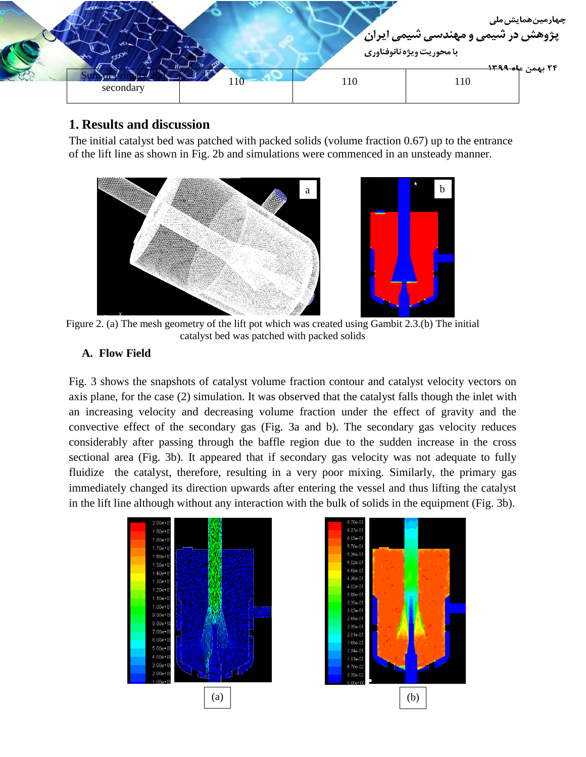| Sum of primary and secondary | 110 | 110 | 110 |
|---|---|---|---|

## 1. Results and discussion

The initial catalyst bed was patched with packed solids (volume fraction 0.67) up to the entrance of the lift line as shown in Fig. 2b and simulations were commenced in an unsteady manner.

Figure 2. (a) The mesh geometry of the lift pot which was created using Gambit 2.3.(b) The initial catalyst bed was patched with packed solids

### A. Flow Field

Fig. 3 shows the snapshots of catalyst volume fraction contour and catalyst velocity vectors on axis plane, for the case (2) simulation. It was observed that the catalyst falls though the inlet with an increasing velocity and decreasing volume fraction under the effect of gravity and the convective effect of the secondary gas (Fig. 3a and b). The secondary gas velocity reduces considerably after passing through the baffle region due to the sudden increase in the cross sectional area (Fig. 3b). It appeared that if secondary gas velocity was not adequate to fully fluidize the catalyst, therefore, resulting in a very poor mixing. Similarly, the primary gas immediately changed its direction upwards after entering the vessel and thus lifting the catalyst in the lift line although without any interaction with the bulk of solids in the equipment (Fig. 3b).

(a) (b)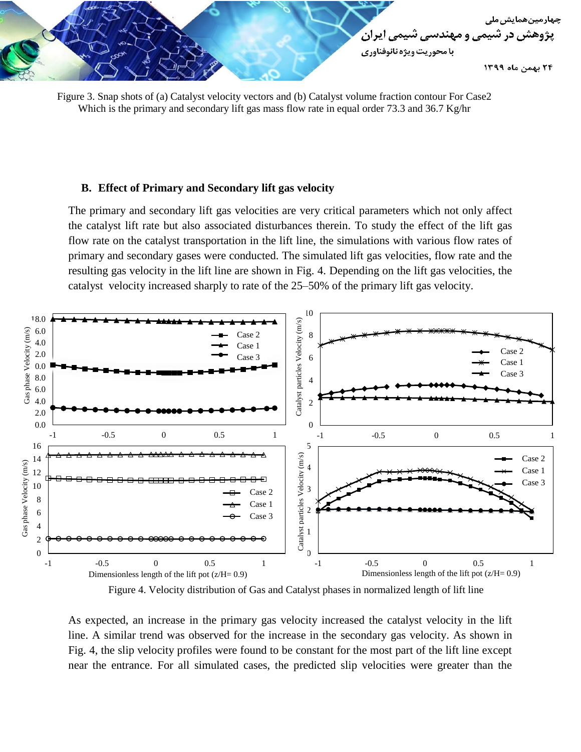Figure 3. Snap shots of (a) Catalyst velocity vectors and (b) Catalyst volume fraction contour For Case2 Which is the primary and secondary lift gas mass flow rate in equal order 73.3 and 36.7 Kg/hr

### B. Effect of Primary and Secondary lift gas velocity

The primary and secondary lift gas velocities are very critical parameters which not only affect the catalyst lift rate but also associated disturbances therein. To study the effect of the lift gas flow rate on the catalyst transportation in the lift line, the simulations with various flow rates of primary and secondary gases were conducted. The simulated lift gas velocities, flow rate and the resulting gas velocity in the lift line are shown in Fig. 4. Depending on the lift gas velocities, the catalyst velocity increased sharply to rate of the 25–50% of the primary lift gas velocity.

Figure 4. Velocity distribution of Gas and Catalyst phases in normalized length of lift line

As expected, an increase in the primary gas velocity increased the catalyst velocity in the lift line. A similar trend was observed for the increase in the secondary gas velocity. As shown in Fig. 4, the slip velocity profiles were found to be constant for the most part of the lift line except near the entrance. For all simulated cases, the predicted slip velocities were greater than the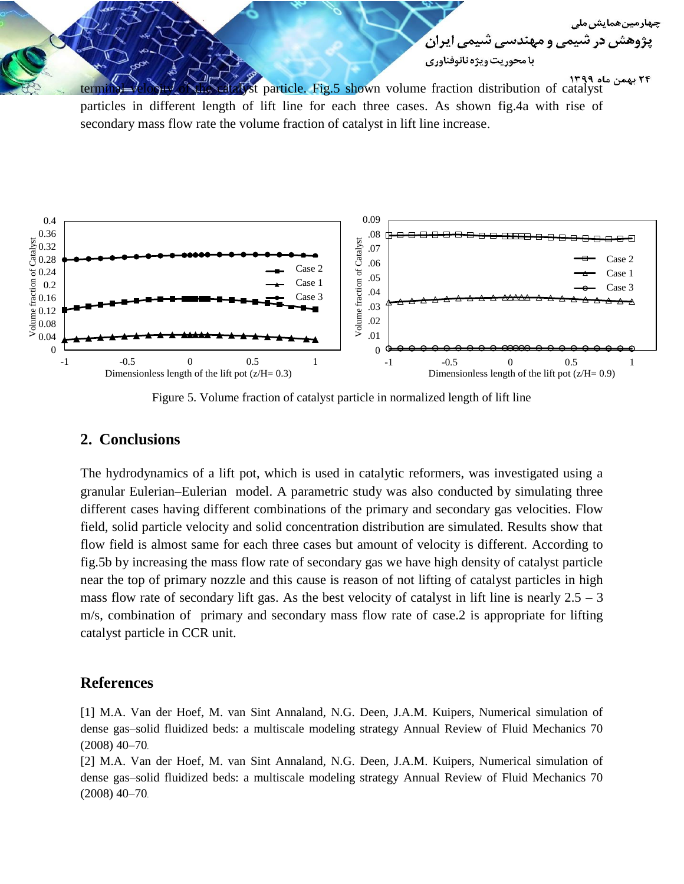terminal velocity of the catalyst particle. Fig.5 shown volume fraction distribution of catalyst particles in different length of lift line for each three cases. As shown fig.4a with rise of secondary mass flow rate the volume fraction of catalyst in lift line increase.

Figure 5. Volume fraction of catalyst particle in normalized length of lift line

## 2. Conclusions

The hydrodynamics of a lift pot, which is used in catalytic reformers, was investigated using a granular Eulerian–Eulerian model. A parametric study was also conducted by simulating three different cases having different combinations of the primary and secondary gas velocities. Flow field, solid particle velocity and solid concentration distribution are simulated. Results show that flow field is almost same for each three cases but amount of velocity is different. According to fig.5b by increasing the mass flow rate of secondary gas we have high density of catalyst particle near the top of primary nozzle and this cause is reason of not lifting of catalyst particles in high mass flow rate of secondary lift gas. As the best velocity of catalyst in lift line is nearly 2.5 – 3 m/s, combination of primary and secondary mass flow rate of case.2 is appropriate for lifting catalyst particle in CCR unit.

## References

[1] M.A. Van der Hoef, M. van Sint Annaland, N.G. Deen, J.A.M. Kuipers, Numerical simulation of dense gas–solid fluidized beds: a multiscale modeling strategy Annual Review of Fluid Mechanics 70 (2008) 40–70.

[2] M.A. Van der Hoef, M. van Sint Annaland, N.G. Deen, J.A.M. Kuipers, Numerical simulation of dense gas–solid fluidized beds: a multiscale modeling strategy Annual Review of Fluid Mechanics 70 (2008) 40–70.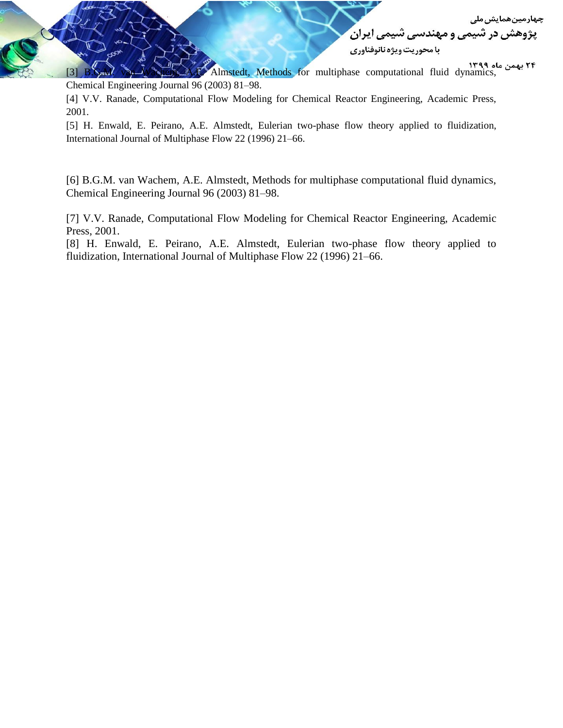[3] B.G.M. van Wachem, A.E. Almstedt, Methods for multiphase computational fluid dynamics, Chemical Engineering Journal 96 (2003) 81–98.

[4] V.V. Ranade, Computational Flow Modeling for Chemical Reactor Engineering, Academic Press, 2001.

[5] H. Enwald, E. Peirano, A.E. Almstedt, Eulerian two-phase flow theory applied to fluidization, International Journal of Multiphase Flow 22 (1996) 21–66.

[6] B.G.M. van Wachem, A.E. Almstedt, Methods for multiphase computational fluid dynamics, Chemical Engineering Journal 96 (2003) 81–98.

[7] V.V. Ranade, Computational Flow Modeling for Chemical Reactor Engineering, Academic Press, 2001.

[8] H. Enwald, E. Peirano, A.E. Almstedt, Eulerian two-phase flow theory applied to fluidization, International Journal of Multiphase Flow 22 (1996) 21–66.